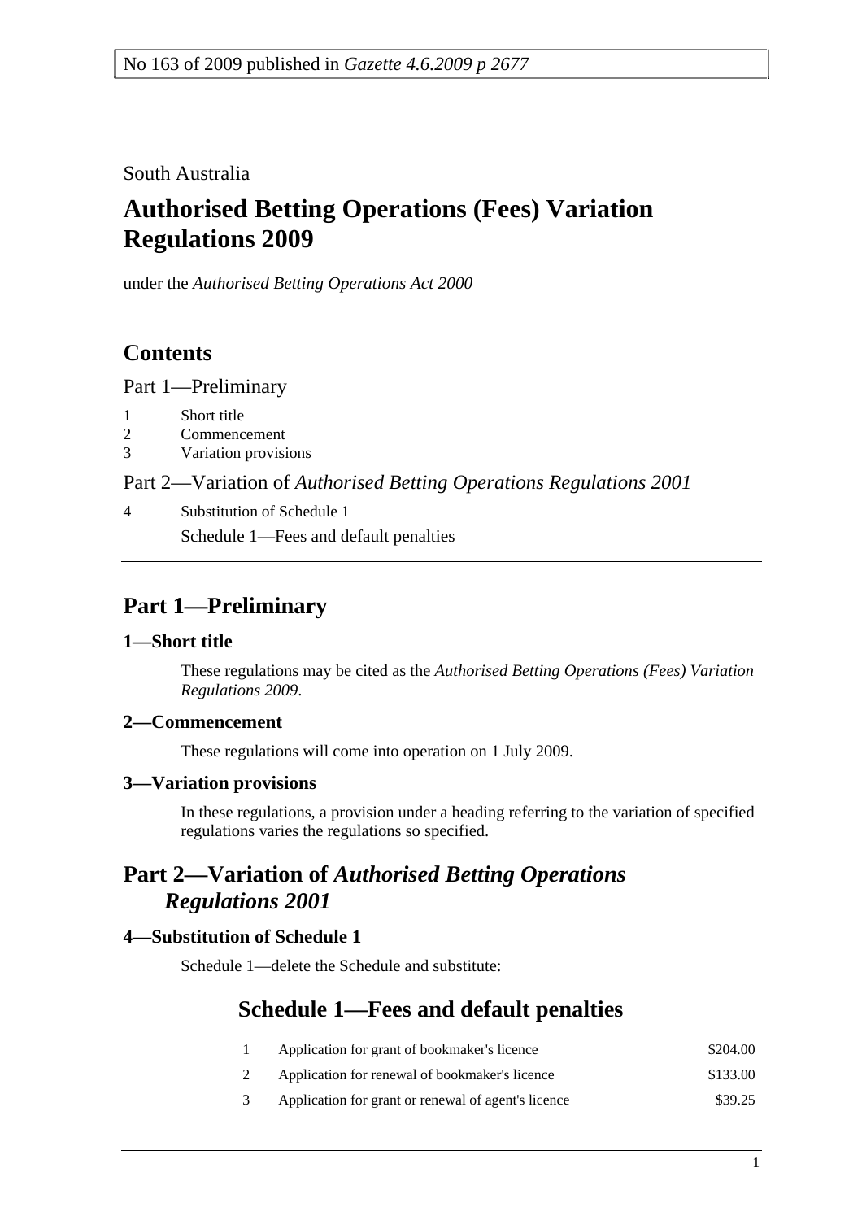No 163 of 2009 published in *Gazette 4.6.2009 p 2677*

South Australia

# Authorised Betting Operations (Fees) Variation Regulations 2009

under the *Authorised Betting Operations Act 2000*

## Contents

Part 1—Preliminary

1 Short title
2 Commencement
3 Variation provisions

Part 2—Variation of *Authorised Betting Operations Regulations 2001*

4 Substitution of Schedule 1
Schedule 1—Fees and default penalties

## Part 1—Preliminary

### 1—Short title

These regulations may be cited as the *Authorised Betting Operations (Fees) Variation Regulations 2009*.

### 2—Commencement

These regulations will come into operation on 1 July 2009.

### 3—Variation provisions

In these regulations, a provision under a heading referring to the variation of specified regulations varies the regulations so specified.

## Part 2—Variation of *Authorised Betting Operations Regulations 2001*

### 4—Substitution of Schedule 1

Schedule 1—delete the Schedule and substitute:

## Schedule 1—Fees and default penalties

| | | |
|---|---|---|
| 1 | Application for grant of bookmaker's licence | $204.00 |
| 2 | Application for renewal of bookmaker's licence | $133.00 |
| 3 | Application for grant or renewal of agent's licence | $39.25 |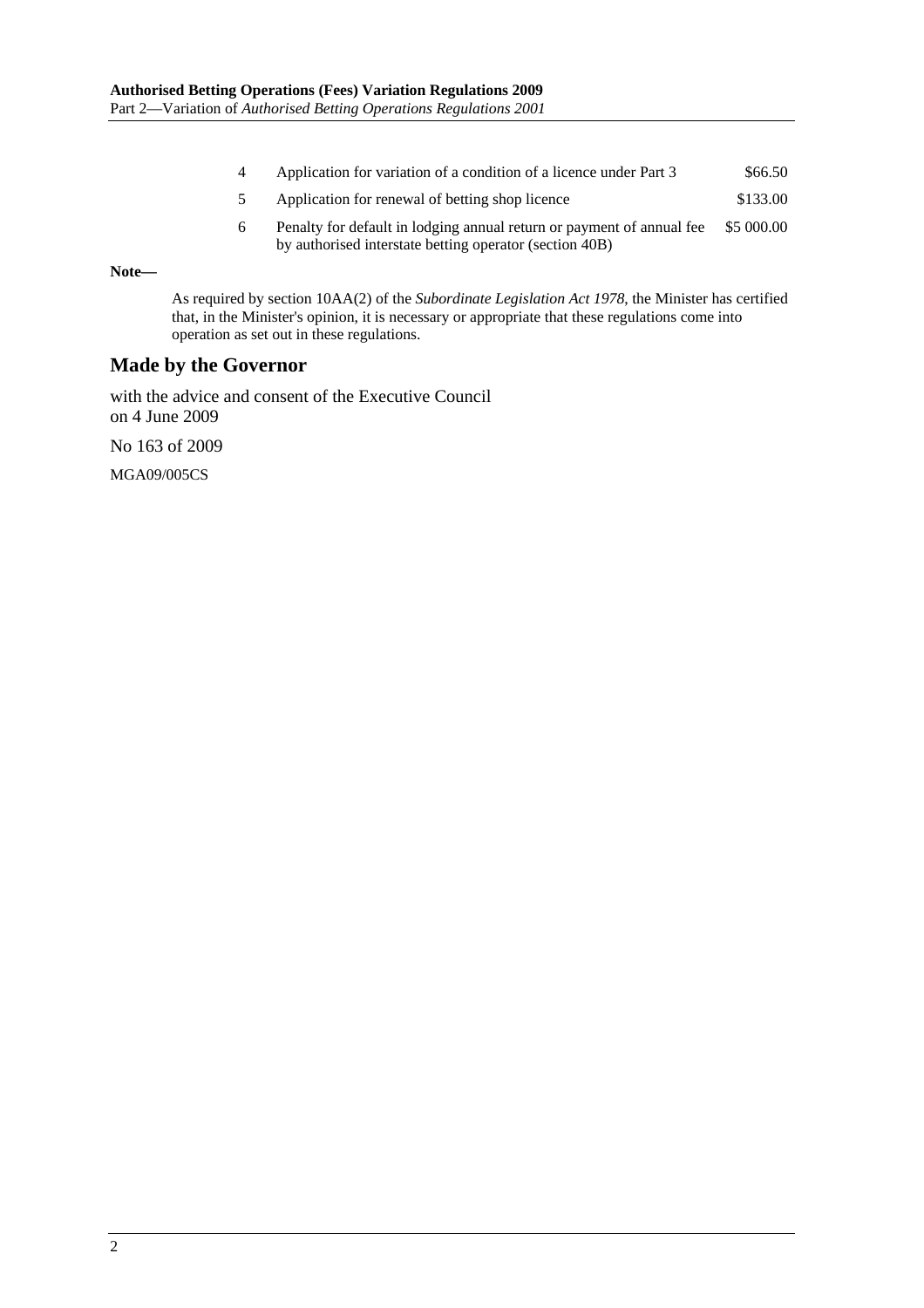| | | |
|---|---|---|
| 4 | Application for variation of a condition of a licence under Part 3 | $66.50 |
| 5 | Application for renewal of betting shop licence | $133.00 |
| 6 | Penalty for default in lodging annual return or payment of annual fee by authorised interstate betting operator (section 40B) | $5 000.00 |

**Note—**

As required by section 10AA(2) of the *Subordinate Legislation Act 1978*, the Minister has certified that, in the Minister's opinion, it is necessary or appropriate that these regulations come into operation as set out in these regulations.

## Made by the Governor

with the advice and consent of the Executive Council on 4 June 2009

No 163 of 2009

MGA09/005CS